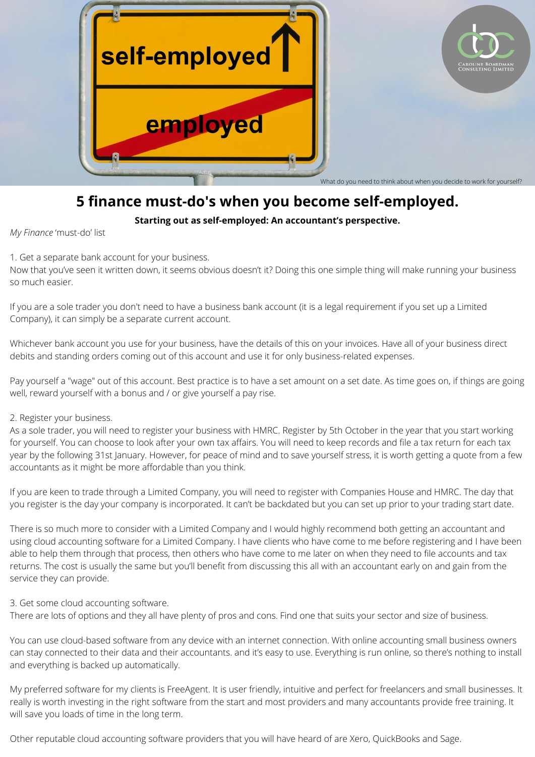What do you need to think about when you decide to work for yourself?

# 5 finance must-do's when you become self-employed.

**Starting out as self-employed: An accountant's perspective.**

*My Finance* 'must-do' list

1. Get a separate bank account for your business.

Now that you've seen it written down, it seems obvious doesn't it? Doing this one simple thing will make running your business so much easier.

If you are a sole trader you don't need to have a business bank account (it is a legal requirement if you set up a Limited Company), it can simply be a separate current account.

Whichever bank account you use for your business, have the details of this on your invoices. Have all of your business direct debits and standing orders coming out of this account and use it for only business-related expenses.

Pay yourself a "wage" out of this account. Best practice is to have a set amount on a set date. As time goes on, if things are going well, reward yourself with a bonus and / or give yourself a pay rise.

2. Register your business.

As a sole trader, you will need to register your business with HMRC. Register by 5th October in the year that you start working for yourself. You can choose to look after your own tax affairs. You will need to keep records and file a tax return for each tax year by the following 31st January. However, for peace of mind and to save yourself stress, it is worth getting a quote from a few accountants as it might be more affordable than you think.

If you are keen to trade through a Limited Company, you will need to register with Companies House and HMRC. The day that you register is the day your company is incorporated. It can't be backdated but you can set up prior to your trading start date.

There is so much more to consider with a Limited Company and I would highly recommend both getting an accountant and using cloud accounting software for a Limited Company. I have clients who have come to me before registering and I have been able to help them through that process, then others who have come to me later on when they need to file accounts and tax returns. The cost is usually the same but you'll benefit from discussing this all with an accountant early on and gain from the service they can provide.

3. Get some cloud accounting software.

There are lots of options and they all have plenty of pros and cons. Find one that suits your sector and size of business.

You can use cloud-based software from any device with an internet connection. With online accounting small business owners can stay connected to their data and their accountants. and it's easy to use. Everything is run online, so there's nothing to install and everything is backed up automatically.

My preferred software for my clients is FreeAgent. It is user friendly, intuitive and perfect for freelancers and small businesses. It really is worth investing in the right software from the start and most providers and many accountants provide free training. It will save you loads of time in the long term.

Other reputable cloud accounting software providers that you will have heard of are Xero, QuickBooks and Sage.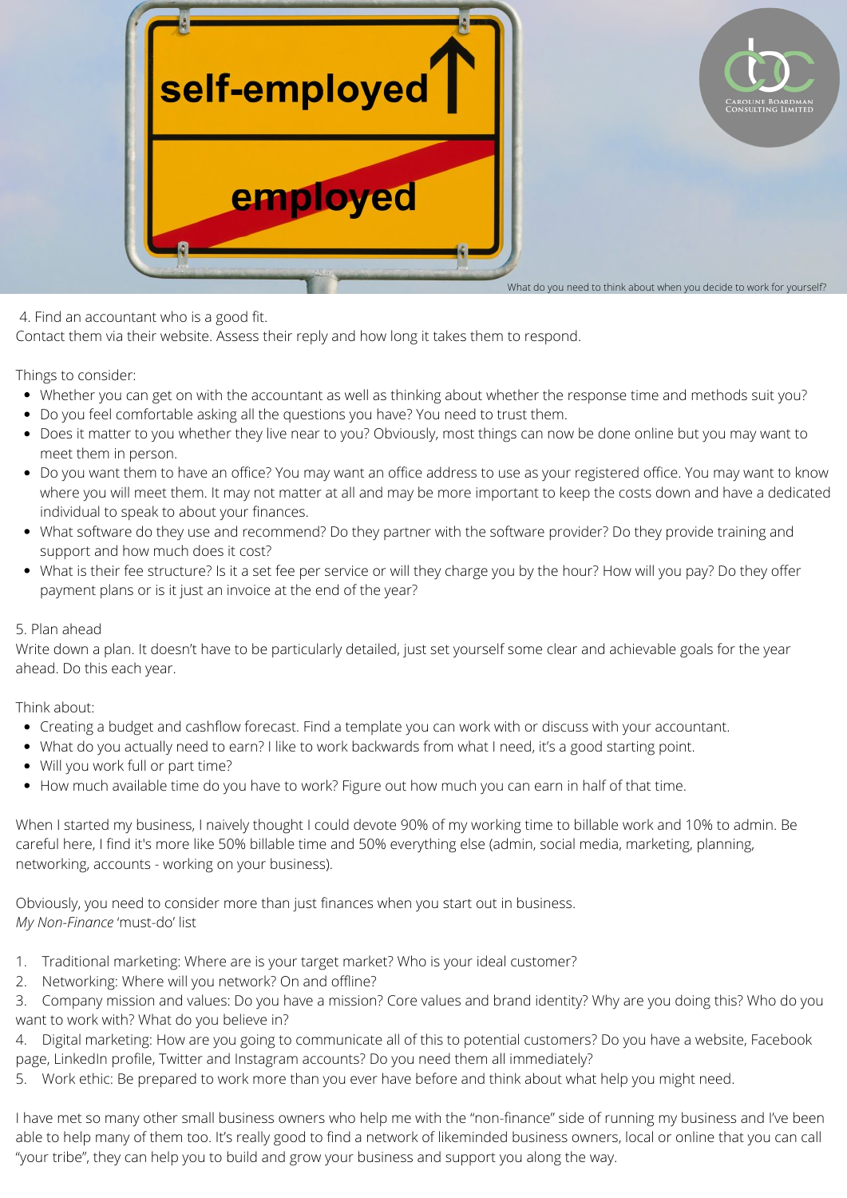What do you need to think about when you decide to work for yourself?

4. Find an accountant who is a good fit.
Contact them via their website. Assess their reply and how long it takes them to respond.

Things to consider:

- Whether you can get on with the accountant as well as thinking about whether the response time and methods suit you?
- Do you feel comfortable asking all the questions you have? You need to trust them.
- Does it matter to you whether they live near to you? Obviously, most things can now be done online but you may want to meet them in person.
- Do you want them to have an office? You may want an office address to use as your registered office. You may want to know where you will meet them. It may not matter at all and may be more important to keep the costs down and have a dedicated individual to speak to about your finances.
- What software do they use and recommend? Do they partner with the software provider? Do they provide training and support and how much does it cost?
- What is their fee structure? Is it a set fee per service or will they charge you by the hour? How will you pay? Do they offer payment plans or is it just an invoice at the end of the year?

5. Plan ahead
Write down a plan. It doesn't have to be particularly detailed, just set yourself some clear and achievable goals for the year ahead. Do this each year.

Think about:

- Creating a budget and cashflow forecast. Find a template you can work with or discuss with your accountant.
- What do you actually need to earn? I like to work backwards from what I need, it's a good starting point.
- Will you work full or part time?
- How much available time do you have to work? Figure out how much you can earn in half of that time.

When I started my business, I naively thought I could devote 90% of my working time to billable work and 10% to admin. Be careful here, I find it's more like 50% billable time and 50% everything else (admin, social media, marketing, planning, networking, accounts - working on your business).

Obviously, you need to consider more than just finances when you start out in business.
*My Non-Finance* 'must-do' list

1. Traditional marketing: Where are is your target market? Who is your ideal customer?
2. Networking: Where will you network? On and offline?
3. Company mission and values: Do you have a mission? Core values and brand identity? Why are you doing this? Who do you want to work with? What do you believe in?
4. Digital marketing: How are you going to communicate all of this to potential customers? Do you have a website, Facebook page, LinkedIn profile, Twitter and Instagram accounts? Do you need them all immediately?
5. Work ethic: Be prepared to work more than you ever have before and think about what help you might need.

I have met so many other small business owners who help me with the "non-finance" side of running my business and I've been able to help many of them too. It's really good to find a network of likeminded business owners, local or online that you can call "your tribe", they can help you to build and grow your business and support you along the way.